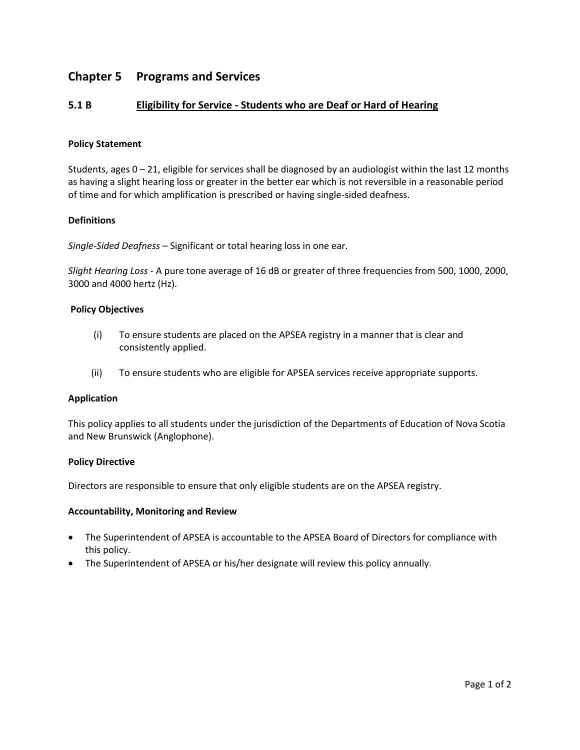# Chapter 5 Programs and Services

## 5.1 B Eligibility for Service - Students who are Deaf or Hard of Hearing

### Policy Statement

Students, ages 0 – 21, eligible for services shall be diagnosed by an audiologist within the last 12 months as having a slight hearing loss or greater in the better ear which is not reversible in a reasonable period of time and for which amplification is prescribed or having single-sided deafness.

### Definitions

*Single-Sided Deafness* – Significant or total hearing loss in one ear.

*Slight Hearing Loss* - A pure tone average of 16 dB or greater of three frequencies from 500, 1000, 2000, 3000 and 4000 hertz (Hz).

### Policy Objectives

(i) To ensure students are placed on the APSEA registry in a manner that is clear and consistently applied.

(ii) To ensure students who are eligible for APSEA services receive appropriate supports.

### Application

This policy applies to all students under the jurisdiction of the Departments of Education of Nova Scotia and New Brunswick (Anglophone).

### Policy Directive

Directors are responsible to ensure that only eligible students are on the APSEA registry.

### Accountability, Monitoring and Review

- The Superintendent of APSEA is accountable to the APSEA Board of Directors for compliance with this policy.
- The Superintendent of APSEA or his/her designate will review this policy annually.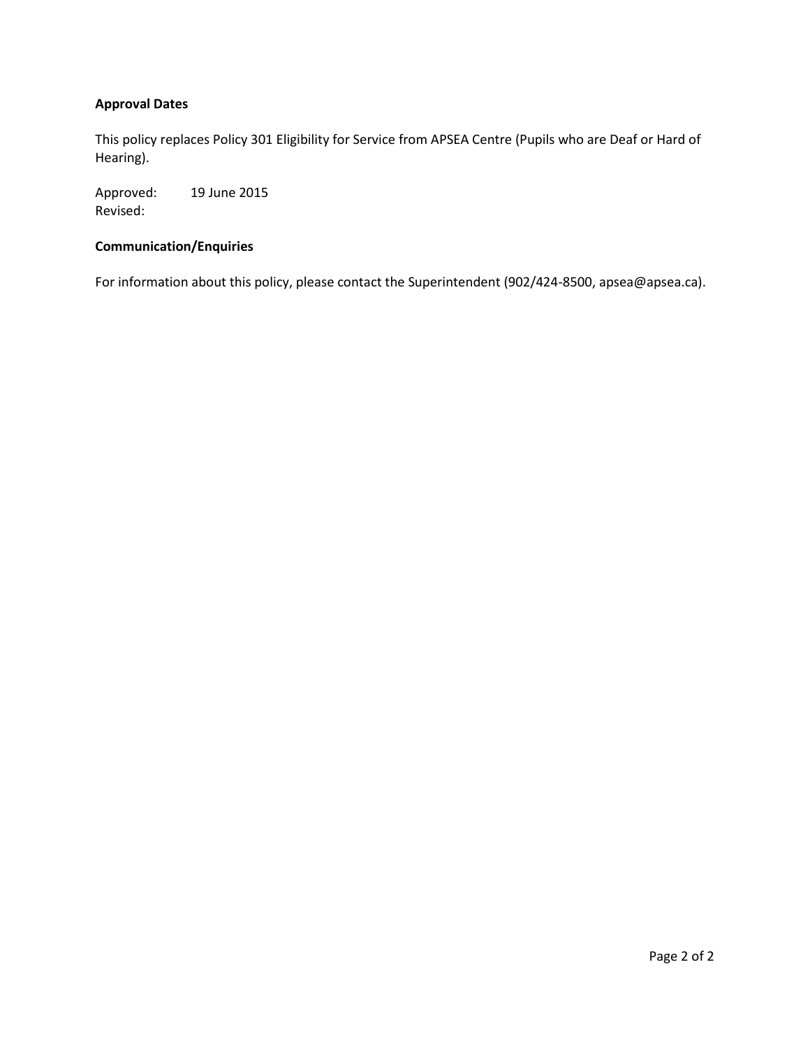**Approval Dates**

This policy replaces Policy 301 Eligibility for Service from APSEA Centre (Pupils who are Deaf or Hard of Hearing).

Approved: 19 June 2015
Revised:

**Communication/Enquiries**

For information about this policy, please contact the Superintendent (902/424-8500, apsea@apsea.ca).